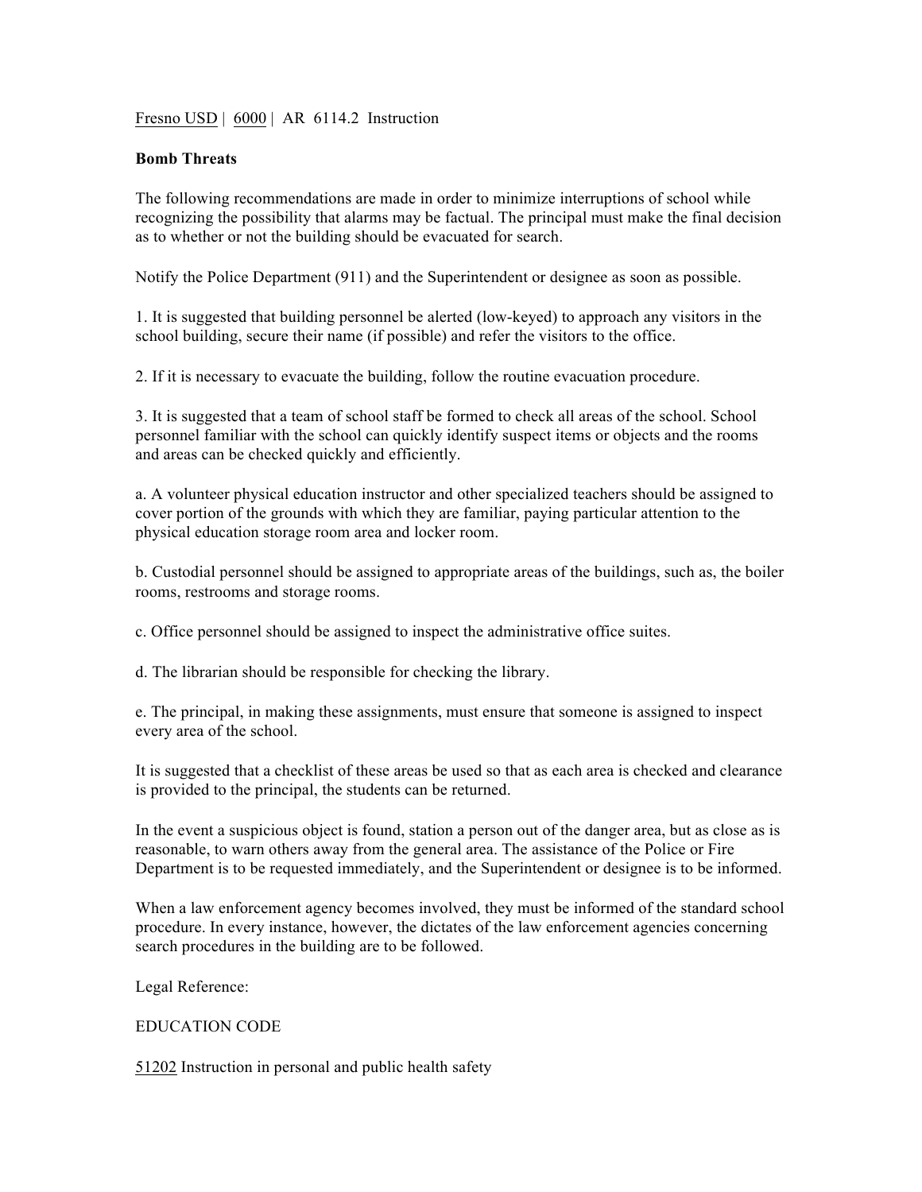Fresno USD | 6000 | AR 6114.2 Instruction

**Bomb Threats**

The following recommendations are made in order to minimize interruptions of school while recognizing the possibility that alarms may be factual. The principal must make the final decision as to whether or not the building should be evacuated for search.

Notify the Police Department (911) and the Superintendent or designee as soon as possible.

1. It is suggested that building personnel be alerted (low-keyed) to approach any visitors in the school building, secure their name (if possible) and refer the visitors to the office.

2. If it is necessary to evacuate the building, follow the routine evacuation procedure.

3. It is suggested that a team of school staff be formed to check all areas of the school. School personnel familiar with the school can quickly identify suspect items or objects and the rooms and areas can be checked quickly and efficiently.

a. A volunteer physical education instructor and other specialized teachers should be assigned to cover portion of the grounds with which they are familiar, paying particular attention to the physical education storage room area and locker room.

b. Custodial personnel should be assigned to appropriate areas of the buildings, such as, the boiler rooms, restrooms and storage rooms.

c. Office personnel should be assigned to inspect the administrative office suites.

d. The librarian should be responsible for checking the library.

e. The principal, in making these assignments, must ensure that someone is assigned to inspect every area of the school.

It is suggested that a checklist of these areas be used so that as each area is checked and clearance is provided to the principal, the students can be returned.

In the event a suspicious object is found, station a person out of the danger area, but as close as is reasonable, to warn others away from the general area. The assistance of the Police or Fire Department is to be requested immediately, and the Superintendent or designee is to be informed.

When a law enforcement agency becomes involved, they must be informed of the standard school procedure. In every instance, however, the dictates of the law enforcement agencies concerning search procedures in the building are to be followed.

Legal Reference:

EDUCATION CODE

51202 Instruction in personal and public health safety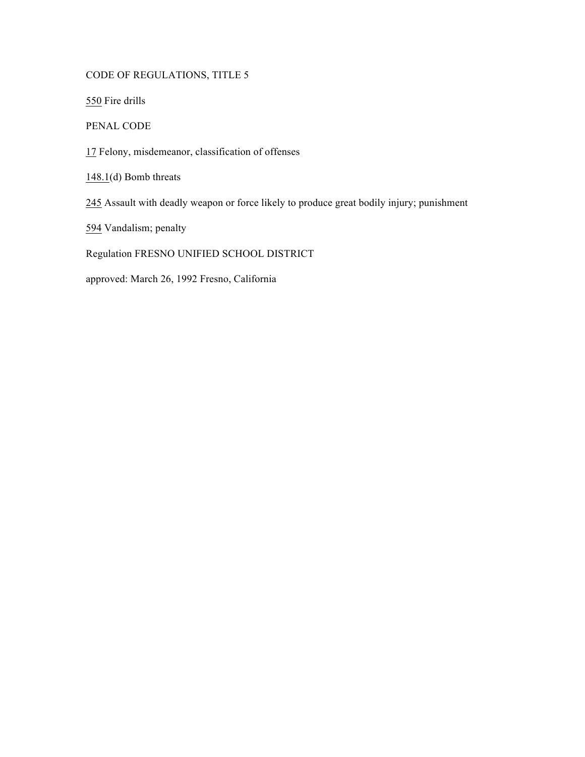CODE OF REGULATIONS, TITLE 5

550 Fire drills

PENAL CODE

17 Felony, misdemeanor, classification of offenses

148.1(d) Bomb threats

245 Assault with deadly weapon or force likely to produce great bodily injury; punishment

594 Vandalism; penalty

Regulation FRESNO UNIFIED SCHOOL DISTRICT

approved: March 26, 1992 Fresno, California